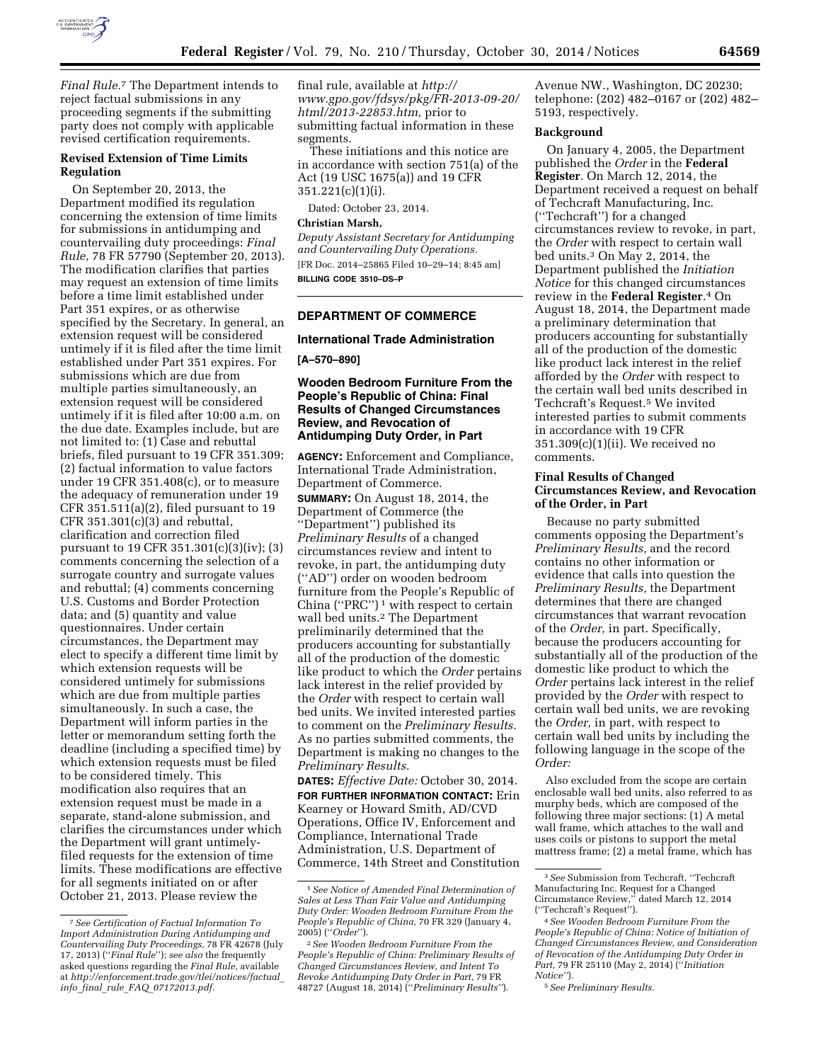*Final Rule.*[7] The Department intends to reject factual submissions in any proceeding segments if the submitting party does not comply with applicable revised certification requirements.

### Revised Extension of Time Limits Regulation

On September 20, 2013, the Department modified its regulation concerning the extension of time limits for submissions in antidumping and countervailing duty proceedings: *Final Rule,* 78 FR 57790 (September 20, 2013). The modification clarifies that parties may request an extension of time limits before a time limit established under Part 351 expires, or as otherwise specified by the Secretary. In general, an extension request will be considered untimely if it is filed after the time limit established under Part 351 expires. For submissions which are due from multiple parties simultaneously, an extension request will be considered untimely if it is filed after 10:00 a.m. on the due date. Examples include, but are not limited to: (1) Case and rebuttal briefs, filed pursuant to 19 CFR 351.309; (2) factual information to value factors under 19 CFR 351.408(c), or to measure the adequacy of remuneration under 19 CFR 351.511(a)(2), filed pursuant to 19 CFR 351.301(c)(3) and rebuttal, clarification and correction filed pursuant to 19 CFR 351.301(c)(3)(iv); (3) comments concerning the selection of a surrogate country and surrogate values and rebuttal; (4) comments concerning U.S. Customs and Border Protection data; and (5) quantity and value questionnaires. Under certain circumstances, the Department may elect to specify a different time limit by which extension requests will be considered untimely for submissions which are due from multiple parties simultaneously. In such a case, the Department will inform parties in the letter or memorandum setting forth the deadline (including a specified time) by which extension requests must be filed to be considered timely. This modification also requires that an extension request must be made in a separate, stand-alone submission, and clarifies the circumstances under which the Department will grant untimely-filed requests for the extension of time limits. These modifications are effective for all segments initiated on or after October 21, 2013. Please review the final rule, available at *http://www.gpo.gov/fdsys/pkg/FR-2013-09-20/html/2013-22853.htm,* prior to submitting factual information in these segments.

These initiations and this notice are in accordance with section 751(a) of the Act (19 USC 1675(a)) and 19 CFR 351.221(c)(1)(i).

Dated: October 23, 2014.

**Christian Marsh,**

*Deputy Assistant Secretary for Antidumping and Countervailing Duty Operations.*

[FR Doc. 2014–25865 Filed 10–29–14; 8:45 am]

**BILLING CODE 3510–DS–P**

[7] *See Certification of Factual Information To Import Administration During Antidumping and Countervailing Duty Proceedings,* 78 FR 42678 (July 17, 2013) (''*Final Rule*''); *see also* the frequently asked questions regarding the *Final Rule,* available at *http://enforcement.trade.gov/tlei/notices/factual_info_final_rule_FAQ_07172013.pdf.*

## DEPARTMENT OF COMMERCE

### International Trade Administration

**[A–570–890]**

### Wooden Bedroom Furniture From the People's Republic of China: Final Results of Changed Circumstances Review, and Revocation of Antidumping Duty Order, in Part

**AGENCY:** Enforcement and Compliance, International Trade Administration, Department of Commerce.

**SUMMARY:** On August 18, 2014, the Department of Commerce (the ''Department'') published its *Preliminary Results* of a changed circumstances review and intent to revoke, in part, the antidumping duty (''AD'') order on wooden bedroom furniture from the People's Republic of China (''PRC'')[1] with respect to certain wall bed units.[2] The Department preliminarily determined that the producers accounting for substantially all of the production of the domestic like product to which the *Order* pertains lack interest in the relief provided by the *Order* with respect to certain wall bed units. We invited interested parties to comment on the *Preliminary Results.* As no parties submitted comments, the Department is making no changes to the *Preliminary Results.*

**DATES:** *Effective Date:* October 30, 2014.

**FOR FURTHER INFORMATION CONTACT:** Erin Kearney or Howard Smith, AD/CVD Operations, Office IV, Enforcement and Compliance, International Trade Administration, U.S. Department of Commerce, 14th Street and Constitution Avenue NW., Washington, DC 20230; telephone: (202) 482–0167 or (202) 482–5193, respectively.

### Background

On January 4, 2005, the Department published the *Order* in the **Federal Register**. On March 12, 2014, the Department received a request on behalf of Techcraft Manufacturing, Inc. (''Techcraft'') for a changed circumstances review to revoke, in part, the *Order* with respect to certain wall bed units.[3] On May 2, 2014, the Department published the *Initiation Notice* for this changed circumstances review in the **Federal Register**.[4] On August 18, 2014, the Department made a preliminary determination that producers accounting for substantially all of the production of the domestic like product lack interest in the relief afforded by the *Order* with respect to the certain wall bed units described in Techcraft's Request.[5] We invited interested parties to submit comments in accordance with 19 CFR 351.309(c)(1)(ii). We received no comments.

### Final Results of Changed Circumstances Review, and Revocation of the Order, in Part

Because no party submitted comments opposing the Department's *Preliminary Results,* and the record contains no other information or evidence that calls into question the *Preliminary Results,* the Department determines that there are changed circumstances that warrant revocation of the *Order,* in part. Specifically, because the producers accounting for substantially all of the production of the domestic like product to which the *Order* pertains lack interest in the relief provided by the *Order* with respect to certain wall bed units, we are revoking the *Order,* in part, with respect to certain wall bed units by including the following language in the scope of the *Order:*

Also excluded from the scope are certain enclosable wall bed units, also referred to as murphy beds, which are composed of the following three major sections: (1) A metal wall frame, which attaches to the wall and uses coils or pistons to support the metal mattress frame; (2) a metal frame, which has

[1] *See Notice of Amended Final Determination of Sales at Less Than Fair Value and Antidumping Duty Order: Wooden Bedroom Furniture From the People's Republic of China,* 70 FR 329 (January 4, 2005) (''*Order*'').

[2] *See Wooden Bedroom Furniture From the People's Republic of China: Preliminary Results of Changed Circumstances Review, and Intent To Revoke Antidumping Duty Order in Part,* 79 FR 48727 (August 18, 2014) (''*Preliminary Results*'').

[3] *See* Submission from Techcraft, ''Techcraft Manufacturing Inc. Request for a Changed Circumstance Review,'' dated March 12, 2014 (''Techcraft's Request'').

[4] *See Wooden Bedroom Furniture From the People's Republic of China: Notice of Initiation of Changed Circumstances Review, and Consideration of Revocation of the Antidumping Duty Order in Part,* 79 FR 25110 (May 2, 2014) (''*Initiation Notice*'').

[5] *See Preliminary Results.*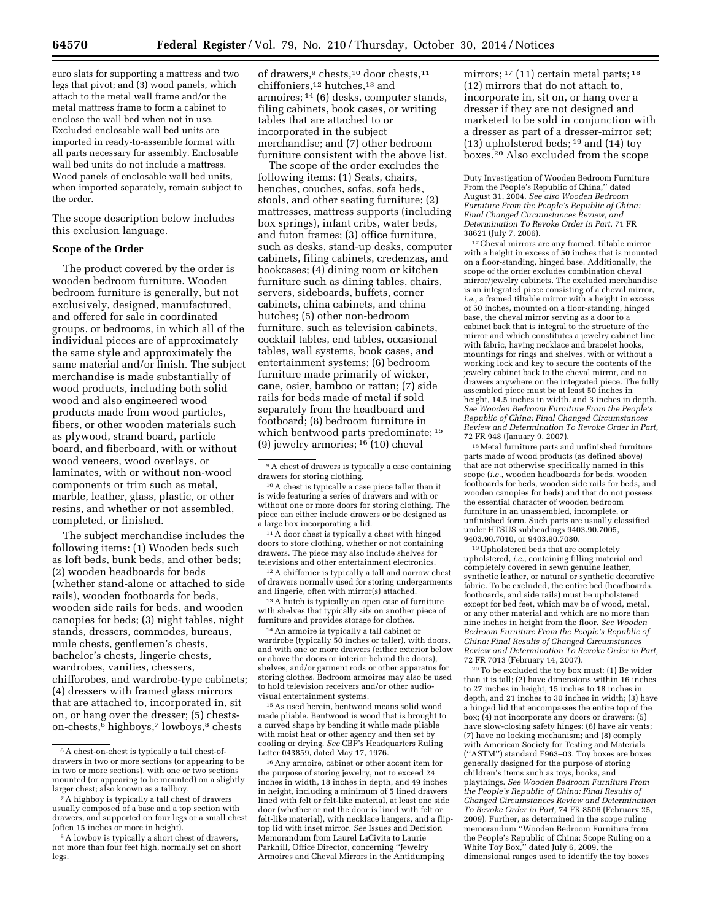euro slats for supporting a mattress and two legs that pivot; and (3) wood panels, which attach to the metal wall frame and/or the metal mattress frame to form a cabinet to enclose the wall bed when not in use. Excluded enclosable wall bed units are imported in ready-to-assemble format with all parts necessary for assembly. Enclosable wall bed units do not include a mattress. Wood panels of enclosable wall bed units, when imported separately, remain subject to the order.

The scope description below includes this exclusion language.

**Scope of the Order**

The product covered by the order is wooden bedroom furniture. Wooden bedroom furniture is generally, but not exclusively, designed, manufactured, and offered for sale in coordinated groups, or bedrooms, in which all of the individual pieces are of approximately the same style and approximately the same material and/or finish. The subject merchandise is made substantially of wood products, including both solid wood and also engineered wood products made from wood particles, fibers, or other wooden materials such as plywood, strand board, particle board, and fiberboard, with or without wood veneers, wood overlays, or laminates, with or without non-wood components or trim such as metal, marble, leather, glass, plastic, or other resins, and whether or not assembled, completed, or finished.

The subject merchandise includes the following items: (1) Wooden beds such as loft beds, bunk beds, and other beds; (2) wooden headboards for beds (whether stand-alone or attached to side rails), wooden footboards for beds, wooden side rails for beds, and wooden canopies for beds; (3) night tables, night stands, dressers, commodes, bureaus, mule chests, gentlemen's chests, bachelor's chests, lingerie chests, wardrobes, vanities, chessers, chifforobes, and wardrobe-type cabinets; (4) dressers with framed glass mirrors that are attached to, incorporated in, sit on, or hang over the dresser; (5) chests-on-chests,[6] highboys,[7] lowboys,[8] chests of drawers,[9] chests,[10] door chests,[11] chiffoniers,[12] hutches,[13] and armoires;[14] (6) desks, computer stands, filing cabinets, book cases, or writing tables that are attached to or incorporated in the subject merchandise; and (7) other bedroom furniture consistent with the above list.

The scope of the order excludes the following items: (1) Seats, chairs, benches, couches, sofas, sofa beds, stools, and other seating furniture; (2) mattresses, mattress supports (including box springs), infant cribs, water beds, and futon frames; (3) office furniture, such as desks, stand-up desks, computer cabinets, filing cabinets, credenzas, and bookcases; (4) dining room or kitchen furniture such as dining tables, chairs, servers, sideboards, buffets, corner cabinets, china cabinets, and china hutches; (5) other non-bedroom furniture, such as television cabinets, cocktail tables, end tables, occasional tables, wall systems, book cases, and entertainment systems; (6) bedroom furniture made primarily of wicker, cane, osier, bamboo or rattan; (7) side rails for beds made of metal if sold separately from the headboard and footboard; (8) bedroom furniture in which bentwood parts predominate;[15] (9) jewelry armories;[16] (10) cheval mirrors;[17] (11) certain metal parts;[18] (12) mirrors that do not attach to, incorporate in, sit on, or hang over a dresser if they are not designed and marketed to be sold in conjunction with a dresser as part of a dresser-mirror set; (13) upholstered beds;[19] and (14) toy boxes.[20] Also excluded from the scope

---

[6] A chest-on-chest is typically a tall chest-of-drawers in two or more sections (or appearing to be in two or more sections), with one or two sections mounted (or appearing to be mounted) on a slightly larger chest; also known as a tallboy.

[7] A highboy is typically a tall chest of drawers usually composed of a base and a top section with drawers, and supported on four legs or a small chest (often 15 inches or more in height).

[8] A lowboy is typically a short chest of drawers, not more than four feet high, normally set on short legs.

[9] A chest of drawers is typically a case containing drawers for storing clothing.

[10] A chest is typically a case piece taller than it is wide featuring a series of drawers and with or without one or more doors for storing clothing. The piece can either include drawers or be designed as a large box incorporating a lid.

[11] A door chest is typically a chest with hinged doors to store clothing, whether or not containing drawers. The piece may also include shelves for televisions and other entertainment electronics.

[12] A chiffonier is typically a tall and narrow chest of drawers normally used for storing undergarments and lingerie, often with mirror(s) attached.

[13] A hutch is typically an open case of furniture with shelves that typically sits on another piece of furniture and provides storage for clothes.

[14] An armoire is typically a tall cabinet or wardrobe (typically 50 inches or taller), with doors, and with one or more drawers (either exterior below or above the doors or interior behind the doors), shelves, and/or garment rods or other apparatus for storing clothes. Bedroom armoires may also be used to hold television receivers and/or other audio-visual entertainment systems.

[15] As used herein, bentwood means solid wood made pliable. Bentwood is wood that is brought to a curved shape by bending it while made pliable with moist heat or other agency and then set by cooling or drying. *See* CBP's Headquarters Ruling Letter 043859, dated May 17, 1976.

[16] Any armoire, cabinet or other accent item for the purpose of storing jewelry, not to exceed 24 inches in width, 18 inches in depth, and 49 inches in height, including a minimum of 5 lined drawers lined with felt or felt-like material, at least one side door (whether or not the door is lined with felt or felt-like material), with necklace hangers, and a flip-top lid with inset mirror. *See* Issues and Decision Memorandum from Laurel LaCivita to Laurie Parkhill, Office Director, concerning "Jewelry Armoires and Cheval Mirrors in the Antidumping Duty Investigation of Wooden Bedroom Furniture From the People's Republic of China," dated August 31, 2004. *See also Wooden Bedroom Furniture From the People's Republic of China: Final Changed Circumstances Review, and Determination To Revoke Order in Part,* 71 FR 38621 (July 7, 2006).

[17] Cheval mirrors are any framed, tiltable mirror with a height in excess of 50 inches that is mounted on a floor-standing, hinged base. Additionally, the scope of the order excludes combination cheval mirror/jewelry cabinets. The excluded merchandise is an integrated piece consisting of a cheval mirror, *i.e.,* a framed tiltable mirror with a height in excess of 50 inches, mounted on a floor-standing, hinged base, the cheval mirror serving as a door to a cabinet back that is integral to the structure of the mirror and which constitutes a jewelry cabinet line with fabric, having necklace and bracelet hooks, mountings for rings and shelves, with or without a working lock and key to secure the contents of the jewelry cabinet back to the cheval mirror, and no drawers anywhere on the integrated piece. The fully assembled piece must be at least 50 inches in height, 14.5 inches in width, and 3 inches in depth. *See Wooden Bedroom Furniture From the People's Republic of China: Final Changed Circumstances Review and Determination To Revoke Order in Part,* 72 FR 948 (January 9, 2007).

[18] Metal furniture parts and unfinished furniture parts made of wood products (as defined above) that are not otherwise specifically named in this scope (*i.e.,* wooden headboards for beds, wooden footboards for beds, wooden side rails for beds, and wooden canopies for beds) and that do not possess the essential character of wooden bedroom furniture in an unassembled, incomplete, or unfinished form. Such parts are usually classified under HTSUS subheadings 9403.90.7005, 9403.90.7010, or 9403.90.7080.

[19] Upholstered beds that are completely upholstered, *i.e.,* containing filling material and completely covered in sewn genuine leather, synthetic leather, or natural or synthetic decorative fabric. To be excluded, the entire bed (headboards, footboards, and side rails) must be upholstered except for bed feet, which may be of wood, metal, or any other material and which are no more than nine inches in height from the floor. *See Wooden Bedroom Furniture From the People's Republic of China: Final Results of Changed Circumstances Review and Determination To Revoke Order in Part,* 72 FR 7013 (February 14, 2007).

[20] To be excluded the toy box must: (1) Be wider than it is tall; (2) have dimensions within 16 inches to 27 inches in height, 15 inches to 18 inches in depth, and 21 inches to 30 inches in width; (3) have a hinged lid that encompasses the entire top of the box; (4) not incorporate any doors or drawers; (5) have slow-closing safety hinges; (6) have air vents; (7) have no locking mechanism; and (8) comply with American Society for Testing and Materials ("ASTM") standard F963–03. Toy boxes are boxes generally designed for the purpose of storing children's items such as toys, books, and playthings. *See Wooden Bedroom Furniture From the People's Republic of China: Final Results of Changed Circumstances Review and Determination To Revoke Order in Part,* 74 FR 8506 (February 25, 2009). Further, as determined in the scope ruling memorandum "Wooden Bedroom Furniture from the People's Republic of China: Scope Ruling on a White Toy Box," dated July 6, 2009, the dimensional ranges used to identify the toy boxes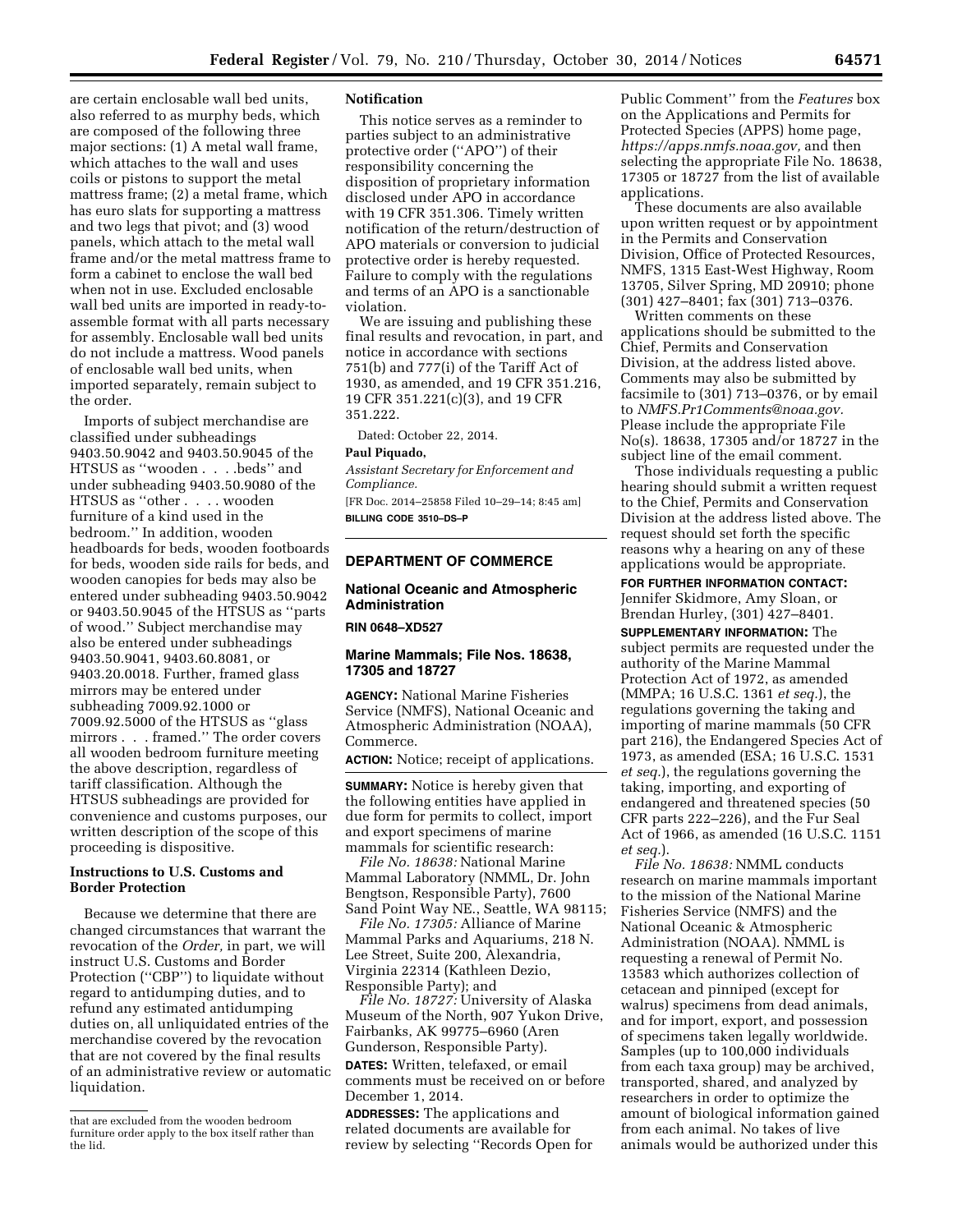are certain enclosable wall bed units, also referred to as murphy beds, which are composed of the following three major sections: (1) A metal wall frame, which attaches to the wall and uses coils or pistons to support the metal mattress frame; (2) a metal frame, which has euro slats for supporting a mattress and two legs that pivot; and (3) wood panels, which attach to the metal wall frame and/or the metal mattress frame to form a cabinet to enclose the wall bed when not in use. Excluded enclosable wall bed units are imported in ready-to-assemble format with all parts necessary for assembly. Enclosable wall bed units do not include a mattress. Wood panels of enclosable wall bed units, when imported separately, remain subject to the order.

Imports of subject merchandise are classified under subheadings 9403.50.9042 and 9403.50.9045 of the HTSUS as ''wooden . . . .beds'' and under subheading 9403.50.9080 of the HTSUS as ''other . . . . wooden furniture of a kind used in the bedroom.'' In addition, wooden headboards for beds, wooden footboards for beds, wooden side rails for beds, and wooden canopies for beds may also be entered under subheading 9403.50.9042 or 9403.50.9045 of the HTSUS as ''parts of wood.'' Subject merchandise may also be entered under subheadings 9403.50.9041, 9403.60.8081, or 9403.20.0018. Further, framed glass mirrors may be entered under subheading 7009.92.1000 or 7009.92.5000 of the HTSUS as ''glass mirrors . . . framed.'' The order covers all wooden bedroom furniture meeting the above description, regardless of tariff classification. Although the HTSUS subheadings are provided for convenience and customs purposes, our written description of the scope of this proceeding is dispositive.

### Instructions to U.S. Customs and Border Protection

Because we determine that there are changed circumstances that warrant the revocation of the *Order,* in part, we will instruct U.S. Customs and Border Protection (''CBP'') to liquidate without regard to antidumping duties, and to refund any estimated antidumping duties on, all unliquidated entries of the merchandise covered by the revocation that are not covered by the final results of an administrative review or automatic liquidation.

that are excluded from the wooden bedroom furniture order apply to the box itself rather than the lid.

### Notification

This notice serves as a reminder to parties subject to an administrative protective order (''APO'') of their responsibility concerning the disposition of proprietary information disclosed under APO in accordance with 19 CFR 351.306. Timely written notification of the return/destruction of APO materials or conversion to judicial protective order is hereby requested. Failure to comply with the regulations and terms of an APO is a sanctionable violation.

We are issuing and publishing these final results and revocation, in part, and notice in accordance with sections 751(b) and 777(i) of the Tariff Act of 1930, as amended, and 19 CFR 351.216, 19 CFR 351.221(c)(3), and 19 CFR 351.222.

Dated: October 22, 2014.

**Paul Piquado,**

*Assistant Secretary for Enforcement and Compliance.*

[FR Doc. 2014–25858 Filed 10–29–14; 8:45 am]

**BILLING CODE 3510–DS–P**

## DEPARTMENT OF COMMERCE

### National Oceanic and Atmospheric Administration

**RIN 0648–XD527**

### Marine Mammals; File Nos. 18638, 17305 and 18727

**AGENCY:** National Marine Fisheries Service (NMFS), National Oceanic and Atmospheric Administration (NOAA), Commerce.

**ACTION:** Notice; receipt of applications.

**SUMMARY:** Notice is hereby given that the following entities have applied in due form for permits to collect, import and export specimens of marine mammals for scientific research:

*File No. 18638:* National Marine Mammal Laboratory (NMML, Dr. John Bengtson, Responsible Party), 7600 Sand Point Way NE., Seattle, WA 98115;

*File No. 17305:* Alliance of Marine Mammal Parks and Aquariums, 218 N. Lee Street, Suite 200, Alexandria, Virginia 22314 (Kathleen Dezio, Responsible Party); and

*File No. 18727:* University of Alaska Museum of the North, 907 Yukon Drive, Fairbanks, AK 99775–6960 (Aren Gunderson, Responsible Party).

**DATES:** Written, telefaxed, or email comments must be received on or before December 1, 2014.

**ADDRESSES:** The applications and related documents are available for review by selecting ''Records Open for Public Comment'' from the *Features* box on the Applications and Permits for Protected Species (APPS) home page, *https://apps.nmfs.noaa.gov,* and then selecting the appropriate File No. 18638, 17305 or 18727 from the list of available applications.

These documents are also available upon written request or by appointment in the Permits and Conservation Division, Office of Protected Resources, NMFS, 1315 East-West Highway, Room 13705, Silver Spring, MD 20910; phone (301) 427–8401; fax (301) 713–0376.

Written comments on these applications should be submitted to the Chief, Permits and Conservation Division, at the address listed above. Comments may also be submitted by facsimile to (301) 713–0376, or by email to *NMFS.Pr1Comments@noaa.gov.* Please include the appropriate File No(s). 18638, 17305 and/or 18727 in the subject line of the email comment.

Those individuals requesting a public hearing should submit a written request to the Chief, Permits and Conservation Division at the address listed above. The request should set forth the specific reasons why a hearing on any of these applications would be appropriate.

**FOR FURTHER INFORMATION CONTACT:** Jennifer Skidmore, Amy Sloan, or Brendan Hurley, (301) 427–8401.

**SUPPLEMENTARY INFORMATION:** The subject permits are requested under the authority of the Marine Mammal Protection Act of 1972, as amended (MMPA; 16 U.S.C. 1361 *et seq.*), the regulations governing the taking and importing of marine mammals (50 CFR part 216), the Endangered Species Act of 1973, as amended (ESA; 16 U.S.C. 1531 *et seq.*), the regulations governing the taking, importing, and exporting of endangered and threatened species (50 CFR parts 222–226), and the Fur Seal Act of 1966, as amended (16 U.S.C. 1151 *et seq.*).

*File No. 18638:* NMML conducts research on marine mammals important to the mission of the National Marine Fisheries Service (NMFS) and the National Oceanic & Atmospheric Administration (NOAA). NMML is requesting a renewal of Permit No. 13583 which authorizes collection of cetacean and pinniped (except for walrus) specimens from dead animals, and for import, export, and possession of specimens taken legally worldwide. Samples (up to 100,000 individuals from each taxa group) may be archived, transported, shared, and analyzed by researchers in order to optimize the amount of biological information gained from each animal. No takes of live animals would be authorized under this